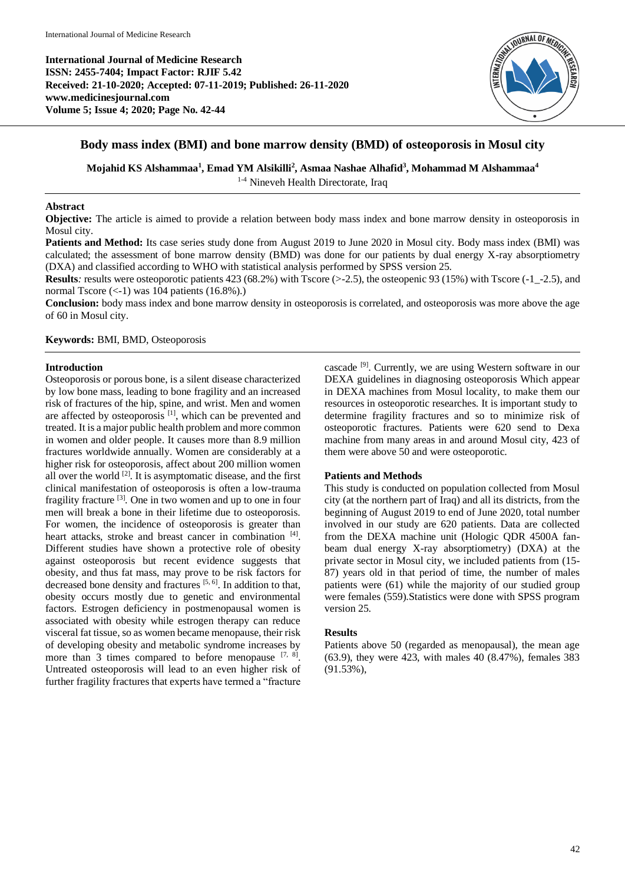International Journal of Medicine Research
ISSN: 2455-7404; Impact Factor: RJIF 5.42
Received: 21-10-2020; Accepted: 07-11-2019; Published: 26-11-2020
www.medicinesjournal.com
Volume 5; Issue 4; 2020; Page No. 42-44

# Body mass index (BMI) and bone marrow density (BMD) of osteoporosis in Mosul city

**Mojahid KS Alshammaa[1], Emad YM Alsikilli[2], Asmaa Nashae Alhafid[3], Mohammad M Alshammaa[4]**

[1-4] Nineveh Health Directorate, Iraq

## Abstract

**Objective:** The article is aimed to provide a relation between body mass index and bone marrow density in osteoporosis in Mosul city.

**Patients and Method:** Its case series study done from August 2019 to June 2020 in Mosul city. Body mass index (BMI) was calculated; the assessment of bone marrow density (BMD) was done for our patients by dual energy X-ray absorptiometry (DXA) and classified according to WHO with statistical analysis performed by SPSS version 25.

**Results***:* results were osteoporotic patients 423 (68.2%) with Tscore (>-2.5), the osteopenic 93 (15%) with Tscore (-1_-2.5), and normal Tscore (<-1) was 104 patients (16.8%).)

**Conclusion:** body mass index and bone marrow density in osteoporosis is correlated, and osteoporosis was more above the age of 60 in Mosul city.

**Keywords:** BMI, BMD, Osteoporosis

## Introduction

Osteoporosis or porous bone, is a silent disease characterized by low bone mass, leading to bone fragility and an increased risk of fractures of the hip, spine, and wrist. Men and women are affected by osteoporosis [1], which can be prevented and treated. It is a major public health problem and more common in women and older people. It causes more than 8.9 million fractures worldwide annually. Women are considerably at a higher risk for osteoporosis, affect about 200 million women all over the world [2]. It is asymptomatic disease, and the first clinical manifestation of osteoporosis is often a low-trauma fragility fracture [3]. One in two women and up to one in four men will break a bone in their lifetime due to osteoporosis. For women, the incidence of osteoporosis is greater than heart attacks, stroke and breast cancer in combination [4]. Different studies have shown a protective role of obesity against osteoporosis but recent evidence suggests that obesity, and thus fat mass, may prove to be risk factors for decreased bone density and fractures [5, 6]. In addition to that, obesity occurs mostly due to genetic and environmental factors. Estrogen deficiency in postmenopausal women is associated with obesity while estrogen therapy can reduce visceral fat tissue, so as women became menopause, their risk of developing obesity and metabolic syndrome increases by more than 3 times compared to before menopause [7, 8]. Untreated osteoporosis will lead to an even higher risk of further fragility fractures that experts have termed a "fracture cascade [9]. Currently, we are using Western software in our DEXA guidelines in diagnosing osteoporosis Which appear in DEXA machines from Mosul locality, to make them our resources in osteoporotic researches. It is important study to determine fragility fractures and so to minimize risk of osteoporotic fractures. Patients were 620 send to Dexa machine from many areas in and around Mosul city, 423 of them were above 50 and were osteoporotic.

## Patients and Methods

This study is conducted on population collected from Mosul city (at the northern part of Iraq) and all its districts, from the beginning of August 2019 to end of June 2020, total number involved in our study are 620 patients. Data are collected from the DEXA machine unit (Hologic QDR 4500A fan-beam dual energy X-ray absorptiometry) (DXA) at the private sector in Mosul city, we included patients from (15-87) years old in that period of time, the number of males patients were (61) while the majority of our studied group were females (559).Statistics were done with SPSS program version 25.

## Results

Patients above 50 (regarded as menopausal), the mean age (63.9), they were 423, with males 40 (8.47%), females 383 (91.53%),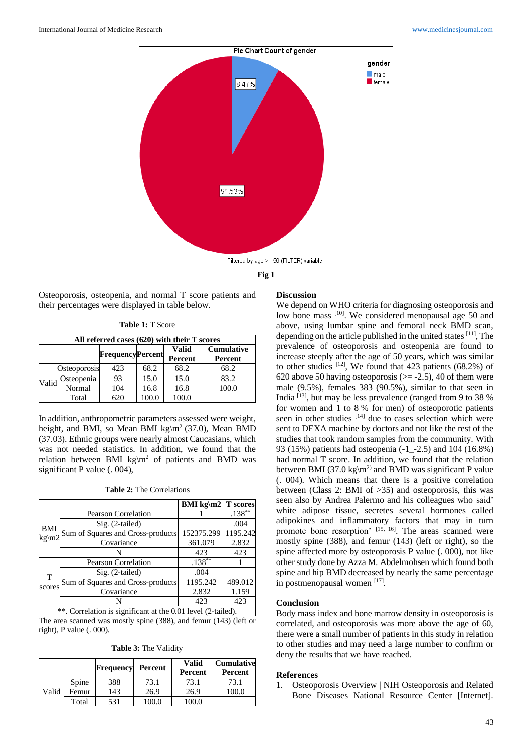Fig 1

Osteoporosis, osteopenia, and normal T score patients and their percentages were displayed in table below.

**Table 1:** T Score

| All referred cases (620) with their T scores | | | | | |
|---|---|---|---|---|---|
| | | Frequency | Percent | Valid Percent | Cumulative Percent |
| Valid | Osteoporosis | 423 | 68.2 | 68.2 | 68.2 |
| | Osteopenia | 93 | 15.0 | 15.0 | 83.2 |
| | Normal | 104 | 16.8 | 16.8 | 100.0 |
| | Total | 620 | 100.0 | 100.0 | |

In addition, anthropometric parameters assessed were weight, height, and BMI, so Mean BMI kg\m$^2$ (37.0), Mean BMD (37.03). Ethnic groups were nearly almost Caucasians, which was not needed statistics. In addition, we found that the relation between BMI kg\m$^2$ of patients and BMD was significant P value (. 004),

**Table 2:** The Correlations

| | | BMI kg\m2 | T scores |
|---|---|---|---|
| BMI kg\m2 | Pearson Correlation | 1 | .138** |
| | Sig. (2-tailed) | | .004 |
| | Sum of Squares and Cross-products | 152375.299 | 1195.242 |
| | Covariance | 361.079 | 2.832 |
| | N | 423 | 423 |
| T scores | Pearson Correlation | .138** | 1 |
| | Sig. (2-tailed) | .004 | |
| | Sum of Squares and Cross-products | 1195.242 | 489.012 |
| | Covariance | 2.832 | 1.159 |
| | N | 423 | 423 |

**. Correlation is significant at the 0.01 level (2-tailed).

The area scanned was mostly spine (388), and femur (143) (left or right), P value (. 000).

**Table 3:** The Validity

| | | Frequency | Percent | Valid Percent | Cumulative Percent |
|---|---|---|---|---|---|
| Valid | Spine | 388 | 73.1 | 73.1 | 73.1 |
| | Femur | 143 | 26.9 | 26.9 | 100.0 |
| | Total | 531 | 100.0 | 100.0 | |

## Discussion

We depend on WHO criteria for diagnosing osteoporosis and low bone mass [10]. We considered menopausal age 50 and above, using lumbar spine and femoral neck BMD scan, depending on the article published in the united states [11], The prevalence of osteoporosis and osteopenia are found to increase steeply after the age of 50 years, which was similar to other studies [12], We found that 423 patients (68.2%) of 620 above 50 having osteoporosis (>= -2.5), 40 of them were male (9.5%), females 383 (90.5%), similar to that seen in India [13], but may be less prevalence (ranged from 9 to 38 % for women and 1 to 8 % for men) of osteoporotic patients seen in other studies [14] due to cases selection which were sent to DEXA machine by doctors and not like the rest of the studies that took random samples from the community. With 93 (15%) patients had osteopenia (-1_-2.5) and 104 (16.8%) had normal T score. In addition, we found that the relation between BMI (37.0 kg\m$^{2)}$ and BMD was significant P value (. 004). Which means that there is a positive correlation between (Class 2: BMI of >35) and osteoporosis, this was seen also by Andrea Palermo and his colleagues who said' white adipose tissue, secretes several hormones called adipokines and inflammatory factors that may in turn promote bone resorption' [15, 16]. The areas scanned were mostly spine (388), and femur (143) (left or right), so the spine affected more by osteoporosis P value (. 000), but not like other study done by Azza M. Abdelmohsen which found both spine and hip BMD decreased by nearly the same percentage in postmenopausal women [17].

## Conclusion

Body mass index and bone marrow density in osteoporosis is correlated, and osteoporosis was more above the age of 60, there were a small number of patients in this study in relation to other studies and may need a large number to confirm or deny the results that we have reached.

## References

1. Osteoporosis Overview | NIH Osteoporosis and Related Bone Diseases National Resource Center [Internet].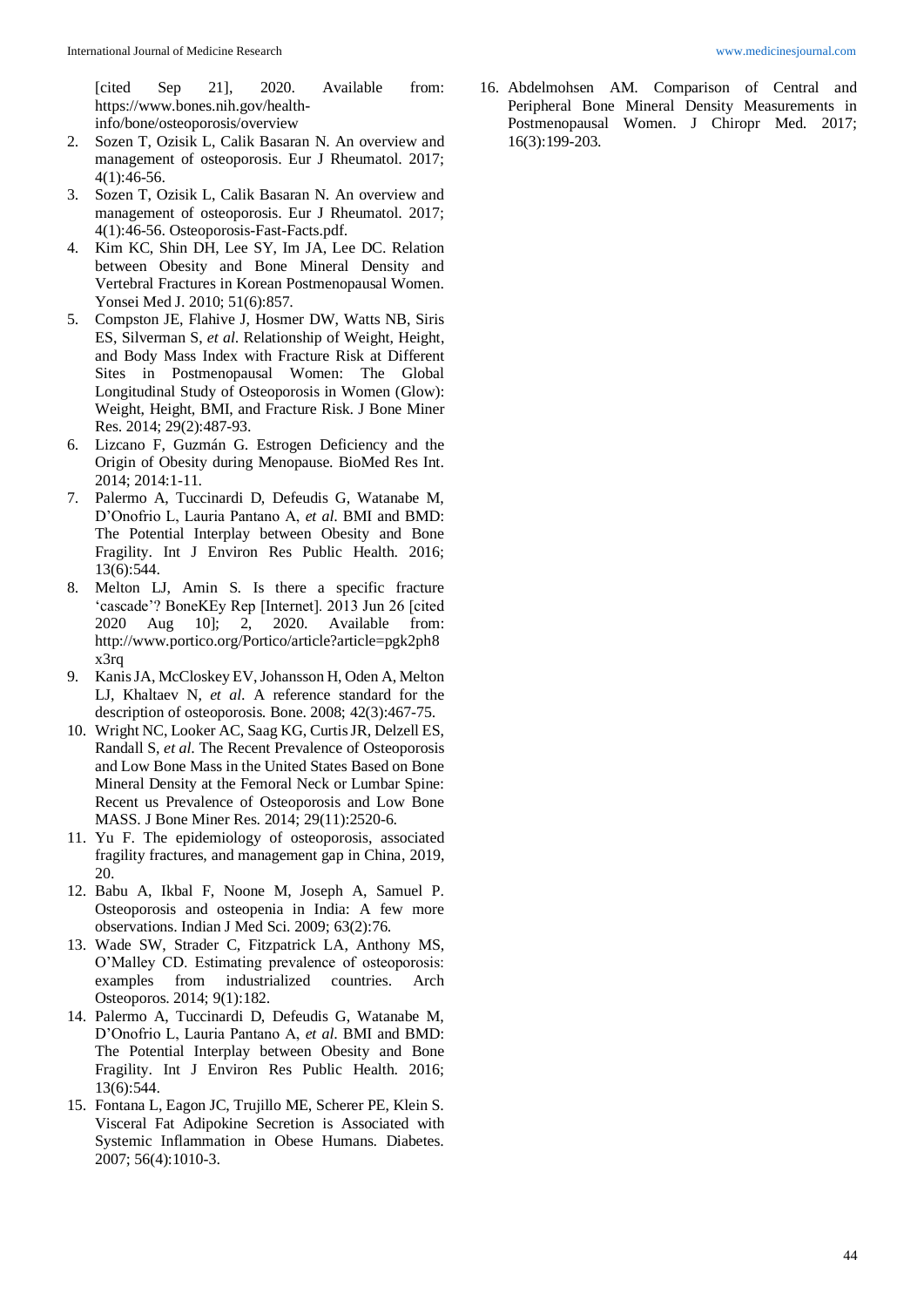[cited Sep 21], 2020. Available from: https://www.bones.nih.gov/health-info/bone/osteoporosis/overview

2. Sozen T, Ozisik L, Calik Basaran N. An overview and management of osteoporosis. Eur J Rheumatol. 2017; 4(1):46-56.
3. Sozen T, Ozisik L, Calik Basaran N. An overview and management of osteoporosis. Eur J Rheumatol. 2017; 4(1):46-56. Osteoporosis-Fast-Facts.pdf.
4. Kim KC, Shin DH, Lee SY, Im JA, Lee DC. Relation between Obesity and Bone Mineral Density and Vertebral Fractures in Korean Postmenopausal Women. Yonsei Med J. 2010; 51(6):857.
5. Compston JE, Flahive J, Hosmer DW, Watts NB, Siris ES, Silverman S, *et al*. Relationship of Weight, Height, and Body Mass Index with Fracture Risk at Different Sites in Postmenopausal Women: The Global Longitudinal Study of Osteoporosis in Women (Glow): Weight, Height, BMI, and Fracture Risk. J Bone Miner Res. 2014; 29(2):487-93.
6. Lizcano F, Guzmán G. Estrogen Deficiency and the Origin of Obesity during Menopause. BioMed Res Int. 2014; 2014:1-11.
7. Palermo A, Tuccinardi D, Defeudis G, Watanabe M, D'Onofrio L, Lauria Pantano A, *et al*. BMI and BMD: The Potential Interplay between Obesity and Bone Fragility. Int J Environ Res Public Health. 2016; 13(6):544.
8. Melton LJ, Amin S. Is there a specific fracture 'cascade'? BoneKEy Rep [Internet]. 2013 Jun 26 [cited 2020 Aug 10]; 2, 2020. Available from: http://www.portico.org/Portico/article?article=pgk2ph8x3rq
9. Kanis JA, McCloskey EV, Johansson H, Oden A, Melton LJ, Khaltaev N, *et al*. A reference standard for the description of osteoporosis. Bone. 2008; 42(3):467-75.
10. Wright NC, Looker AC, Saag KG, Curtis JR, Delzell ES, Randall S, *et al*. The Recent Prevalence of Osteoporosis and Low Bone Mass in the United States Based on Bone Mineral Density at the Femoral Neck or Lumbar Spine: Recent us Prevalence of Osteoporosis and Low Bone MASS. J Bone Miner Res. 2014; 29(11):2520-6.
11. Yu F. The epidemiology of osteoporosis, associated fragility fractures, and management gap in China, 2019, 20.
12. Babu A, Ikbal F, Noone M, Joseph A, Samuel P. Osteoporosis and osteopenia in India: A few more observations. Indian J Med Sci. 2009; 63(2):76.
13. Wade SW, Strader C, Fitzpatrick LA, Anthony MS, O'Malley CD. Estimating prevalence of osteoporosis: examples from industrialized countries. Arch Osteoporos. 2014; 9(1):182.
14. Palermo A, Tuccinardi D, Defeudis G, Watanabe M, D'Onofrio L, Lauria Pantano A, *et al*. BMI and BMD: The Potential Interplay between Obesity and Bone Fragility. Int J Environ Res Public Health. 2016; 13(6):544.
15. Fontana L, Eagon JC, Trujillo ME, Scherer PE, Klein S. Visceral Fat Adipokine Secretion is Associated with Systemic Inflammation in Obese Humans. Diabetes. 2007; 56(4):1010-3.
16. Abdelmohsen AM. Comparison of Central and Peripheral Bone Mineral Density Measurements in Postmenopausal Women. J Chiropr Med. 2017; 16(3):199-203.